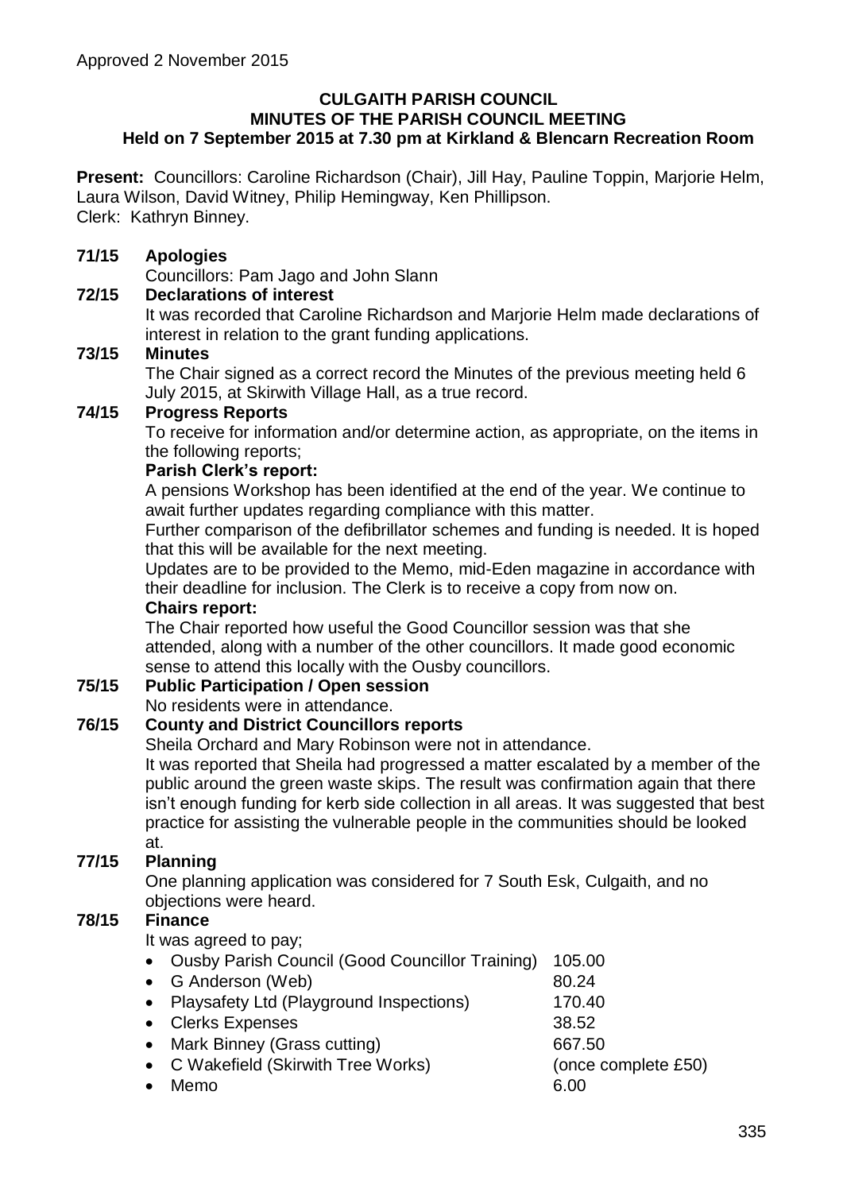Approved 2 November 2015

# CULGAITH PARISH COUNCIL
## MINUTES OF THE PARISH COUNCIL MEETING
### Held on 7 September 2015 at 7.30 pm at Kirkland & Blencarn Recreation Room

**Present:** Councillors: Caroline Richardson (Chair), Jill Hay, Pauline Toppin, Marjorie Helm, Laura Wilson, David Witney, Philip Hemingway, Ken Phillipson.
Clerk: Kathryn Binney.

**71/15 Apologies**

Councillors: Pam Jago and John Slann

**72/15 Declarations of interest**

It was recorded that Caroline Richardson and Marjorie Helm made declarations of interest in relation to the grant funding applications.

**73/15 Minutes**

The Chair signed as a correct record the Minutes of the previous meeting held 6 July 2015, at Skirwith Village Hall, as a true record.

**74/15 Progress Reports**

To receive for information and/or determine action, as appropriate, on the items in the following reports;

**Parish Clerk's report:**

A pensions Workshop has been identified at the end of the year. We continue to await further updates regarding compliance with this matter.

Further comparison of the defibrillator schemes and funding is needed. It is hoped that this will be available for the next meeting.

Updates are to be provided to the Memo, mid-Eden magazine in accordance with their deadline for inclusion. The Clerk is to receive a copy from now on.

**Chairs report:**

The Chair reported how useful the Good Councillor session was that she attended, along with a number of the other councillors. It made good economic sense to attend this locally with the Ousby councillors.

**75/15 Public Participation / Open session**

No residents were in attendance.

**76/15 County and District Councillors reports**

Sheila Orchard and Mary Robinson were not in attendance.

It was reported that Sheila had progressed a matter escalated by a member of the public around the green waste skips. The result was confirmation again that there isn't enough funding for kerb side collection in all areas. It was suggested that best practice for assisting the vulnerable people in the communities should be looked at.

**77/15 Planning**

One planning application was considered for 7 South Esk, Culgaith, and no objections were heard.

**78/15 Finance**

It was agreed to pay;

- Ousby Parish Council (Good Councillor Training) 105.00
- G Anderson (Web) 80.24
- Playsafety Ltd (Playground Inspections) 170.40
- Clerks Expenses 38.52
- Mark Binney (Grass cutting) 667.50
- C Wakefield (Skirwith Tree Works) (once complete £50)
- Memo 6.00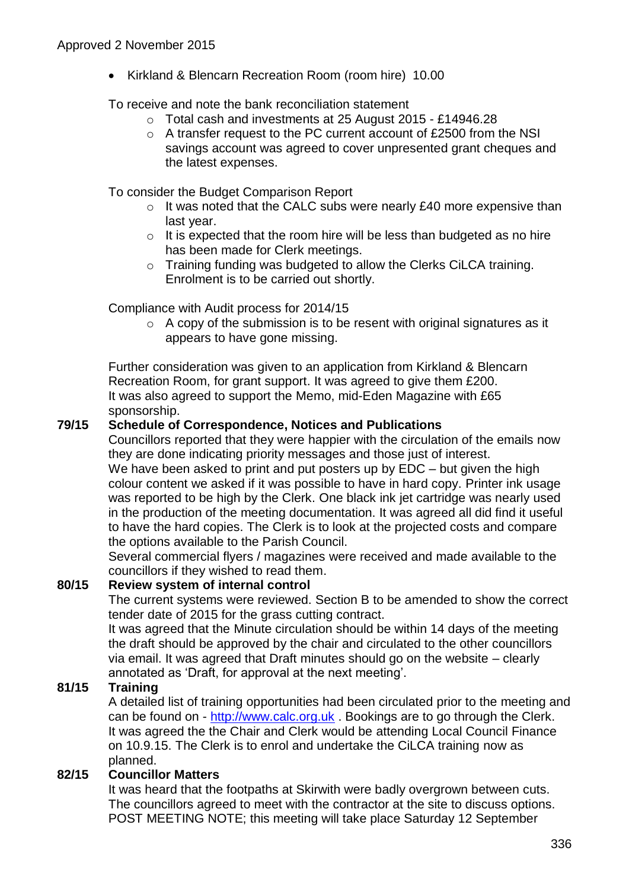Approved 2 November 2015

- Kirkland & Blencarn Recreation Room (room hire) 10.00

To receive and note the bank reconciliation statement

- Total cash and investments at 25 August 2015 - £14946.28
- A transfer request to the PC current account of £2500 from the NSI savings account was agreed to cover unpresented grant cheques and the latest expenses.

To consider the Budget Comparison Report

- It was noted that the CALC subs were nearly £40 more expensive than last year.
- It is expected that the room hire will be less than budgeted as no hire has been made for Clerk meetings.
- Training funding was budgeted to allow the Clerks CiLCA training. Enrolment is to be carried out shortly.

Compliance with Audit process for 2014/15

- A copy of the submission is to be resent with original signatures as it appears to have gone missing.

Further consideration was given to an application from Kirkland & Blencarn Recreation Room, for grant support. It was agreed to give them £200. It was also agreed to support the Memo, mid-Eden Magazine with £65 sponsorship.

**79/15 Schedule of Correspondence, Notices and Publications**

Councillors reported that they were happier with the circulation of the emails now they are done indicating priority messages and those just of interest.
We have been asked to print and put posters up by EDC – but given the high colour content we asked if it was possible to have in hard copy. Printer ink usage was reported to be high by the Clerk. One black ink jet cartridge was nearly used in the production of the meeting documentation. It was agreed all did find it useful to have the hard copies. The Clerk is to look at the projected costs and compare the options available to the Parish Council.
Several commercial flyers / magazines were received and made available to the councillors if they wished to read them.

**80/15 Review system of internal control**

The current systems were reviewed. Section B to be amended to show the correct tender date of 2015 for the grass cutting contract.
It was agreed that the Minute circulation should be within 14 days of the meeting the draft should be approved by the chair and circulated to the other councillors via email. It was agreed that Draft minutes should go on the website – clearly annotated as 'Draft, for approval at the next meeting'.

**81/15 Training**

A detailed list of training opportunities had been circulated prior to the meeting and can be found on - http://www.calc.org.uk . Bookings are to go through the Clerk. It was agreed the the Chair and Clerk would be attending Local Council Finance on 10.9.15. The Clerk is to enrol and undertake the CiLCA training now as planned.

**82/15 Councillor Matters**

It was heard that the footpaths at Skirwith were badly overgrown between cuts. The councillors agreed to meet with the contractor at the site to discuss options. POST MEETING NOTE; this meeting will take place Saturday 12 September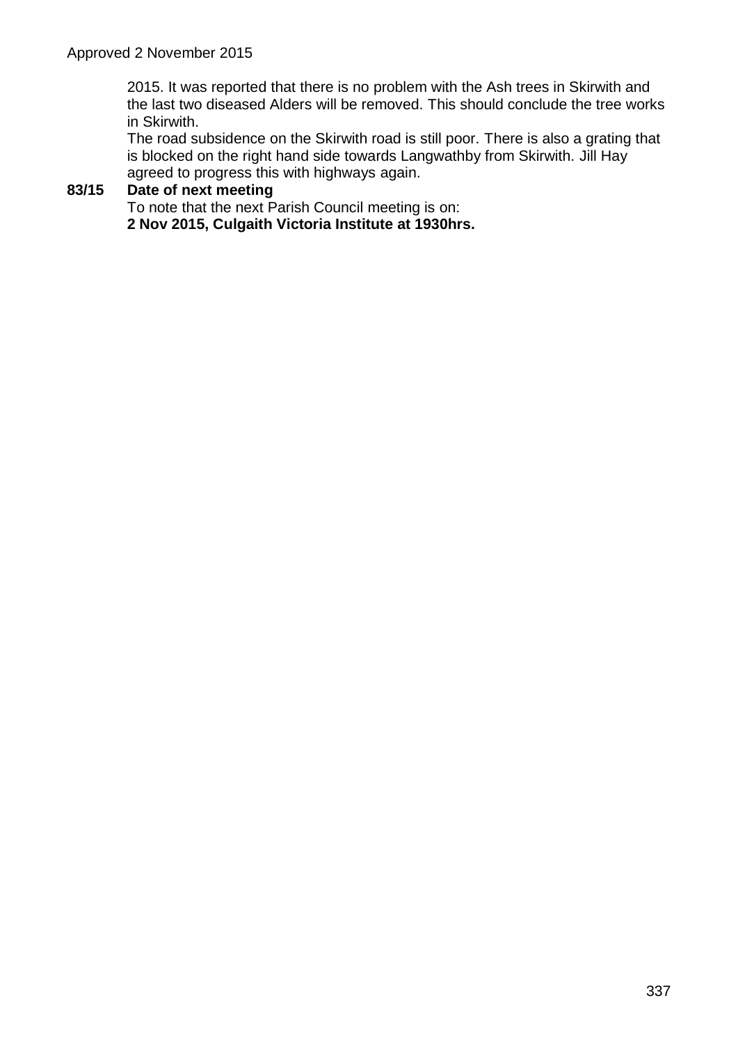2015. It was reported that there is no problem with the Ash trees in Skirwith and the last two diseased Alders will be removed. This should conclude the tree works in Skirwith.

The road subsidence on the Skirwith road is still poor. There is also a grating that is blocked on the right hand side towards Langwathby from Skirwith. Jill Hay agreed to progress this with highways again.

**83/15 Date of next meeting**

To note that the next Parish Council meeting is on:

**2 Nov 2015, Culgaith Victoria Institute at 1930hrs.**